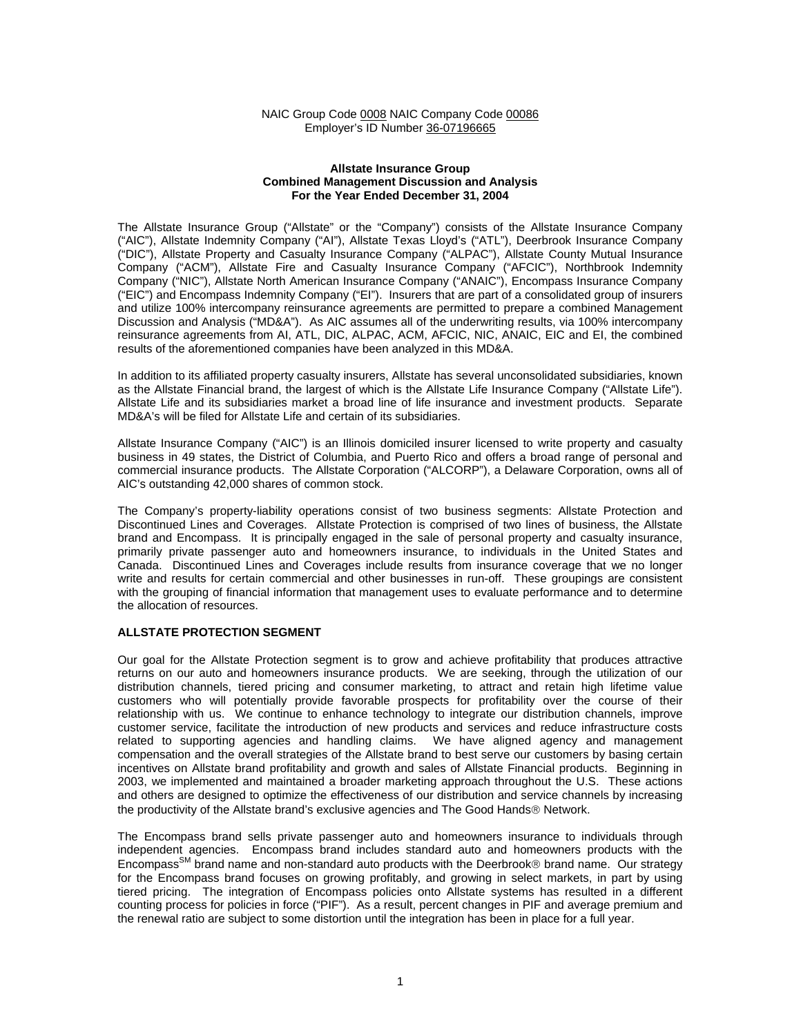NAIC Group Code 0008 NAIC Company Code 00086
Employer's ID Number 36-07196665

**Allstate Insurance Group**
**Combined Management Discussion and Analysis**
**For the Year Ended December 31, 2004**

The Allstate Insurance Group ("Allstate" or the "Company") consists of the Allstate Insurance Company ("AIC"), Allstate Indemnity Company ("AI"), Allstate Texas Lloyd's ("ATL"), Deerbrook Insurance Company ("DIC"), Allstate Property and Casualty Insurance Company ("ALPAC"), Allstate County Mutual Insurance Company ("ACM"), Allstate Fire and Casualty Insurance Company ("AFCIC"), Northbrook Indemnity Company ("NIC"), Allstate North American Insurance Company ("ANAIC"), Encompass Insurance Company ("EIC") and Encompass Indemnity Company ("EI"). Insurers that are part of a consolidated group of insurers and utilize 100% intercompany reinsurance agreements are permitted to prepare a combined Management Discussion and Analysis ("MD&A"). As AIC assumes all of the underwriting results, via 100% intercompany reinsurance agreements from AI, ATL, DIC, ALPAC, ACM, AFCIC, NIC, ANAIC, EIC and EI, the combined results of the aforementioned companies have been analyzed in this MD&A.

In addition to its affiliated property casualty insurers, Allstate has several unconsolidated subsidiaries, known as the Allstate Financial brand, the largest of which is the Allstate Life Insurance Company ("Allstate Life"). Allstate Life and its subsidiaries market a broad line of life insurance and investment products. Separate MD&A's will be filed for Allstate Life and certain of its subsidiaries.

Allstate Insurance Company ("AIC") is an Illinois domiciled insurer licensed to write property and casualty business in 49 states, the District of Columbia, and Puerto Rico and offers a broad range of personal and commercial insurance products. The Allstate Corporation ("ALCORP"), a Delaware Corporation, owns all of AIC's outstanding 42,000 shares of common stock.

The Company's property-liability operations consist of two business segments: Allstate Protection and Discontinued Lines and Coverages. Allstate Protection is comprised of two lines of business, the Allstate brand and Encompass. It is principally engaged in the sale of personal property and casualty insurance, primarily private passenger auto and homeowners insurance, to individuals in the United States and Canada. Discontinued Lines and Coverages include results from insurance coverage that we no longer write and results for certain commercial and other businesses in run-off. These groupings are consistent with the grouping of financial information that management uses to evaluate performance and to determine the allocation of resources.

## ALLSTATE PROTECTION SEGMENT

Our goal for the Allstate Protection segment is to grow and achieve profitability that produces attractive returns on our auto and homeowners insurance products. We are seeking, through the utilization of our distribution channels, tiered pricing and consumer marketing, to attract and retain high lifetime value customers who will potentially provide favorable prospects for profitability over the course of their relationship with us. We continue to enhance technology to integrate our distribution channels, improve customer service, facilitate the introduction of new products and services and reduce infrastructure costs related to supporting agencies and handling claims. We have aligned agency and management compensation and the overall strategies of the Allstate brand to best serve our customers by basing certain incentives on Allstate brand profitability and growth and sales of Allstate Financial products. Beginning in 2003, we implemented and maintained a broader marketing approach throughout the U.S. These actions and others are designed to optimize the effectiveness of our distribution and service channels by increasing the productivity of the Allstate brand's exclusive agencies and The Good Hands® Network.

The Encompass brand sells private passenger auto and homeowners insurance to individuals through independent agencies. Encompass brand includes standard auto and homeowners products with the Encompass[SM] brand name and non-standard auto products with the Deerbrook® brand name. Our strategy for the Encompass brand focuses on growing profitably, and growing in select markets, in part by using tiered pricing. The integration of Encompass policies onto Allstate systems has resulted in a different counting process for policies in force ("PIF"). As a result, percent changes in PIF and average premium and the renewal ratio are subject to some distortion until the integration has been in place for a full year.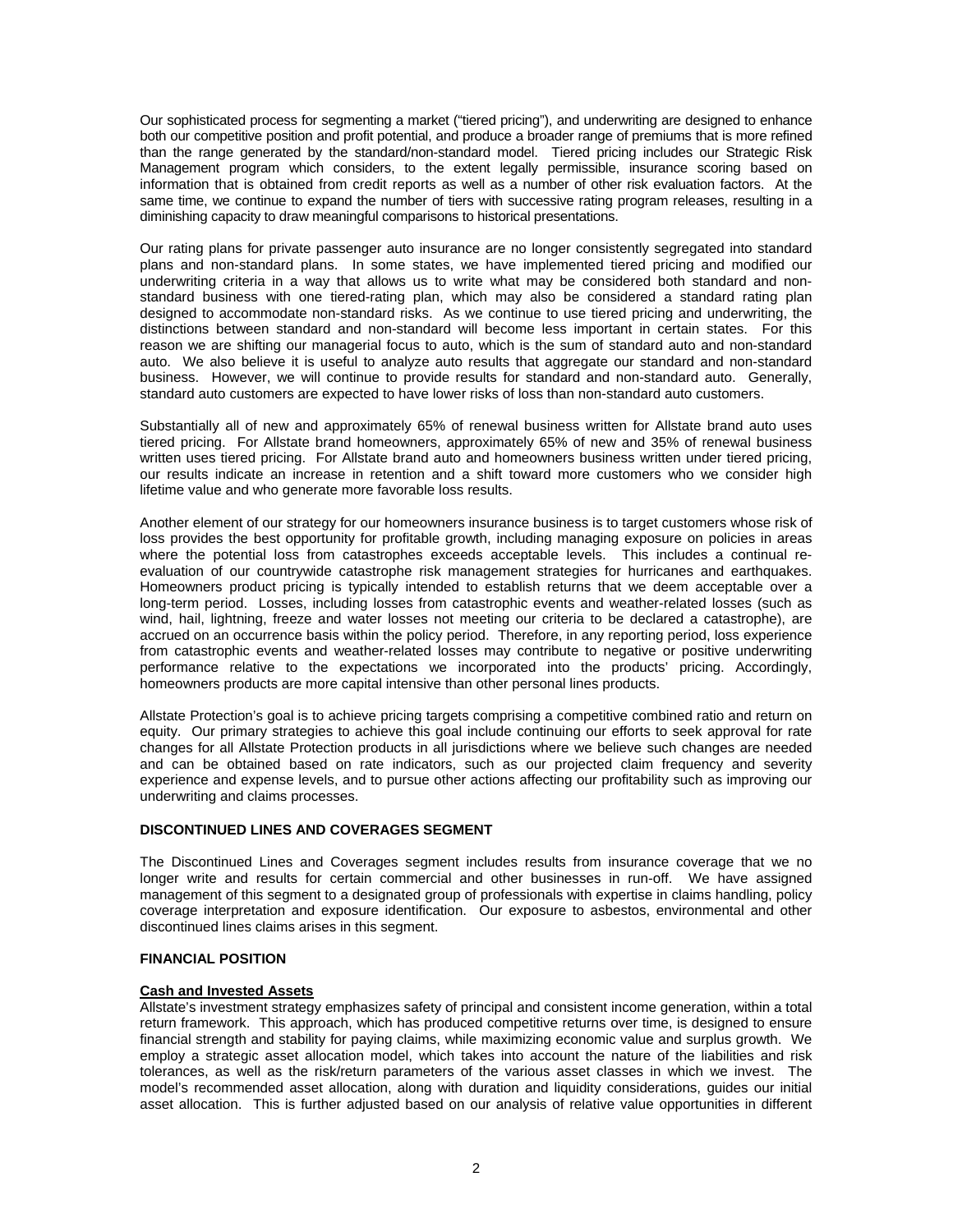Our sophisticated process for segmenting a market ("tiered pricing"), and underwriting are designed to enhance both our competitive position and profit potential, and produce a broader range of premiums that is more refined than the range generated by the standard/non-standard model. Tiered pricing includes our Strategic Risk Management program which considers, to the extent legally permissible, insurance scoring based on information that is obtained from credit reports as well as a number of other risk evaluation factors. At the same time, we continue to expand the number of tiers with successive rating program releases, resulting in a diminishing capacity to draw meaningful comparisons to historical presentations.

Our rating plans for private passenger auto insurance are no longer consistently segregated into standard plans and non-standard plans. In some states, we have implemented tiered pricing and modified our underwriting criteria in a way that allows us to write what may be considered both standard and non-standard business with one tiered-rating plan, which may also be considered a standard rating plan designed to accommodate non-standard risks. As we continue to use tiered pricing and underwriting, the distinctions between standard and non-standard will become less important in certain states. For this reason we are shifting our managerial focus to auto, which is the sum of standard auto and non-standard auto. We also believe it is useful to analyze auto results that aggregate our standard and non-standard business. However, we will continue to provide results for standard and non-standard auto. Generally, standard auto customers are expected to have lower risks of loss than non-standard auto customers.

Substantially all of new and approximately 65% of renewal business written for Allstate brand auto uses tiered pricing. For Allstate brand homeowners, approximately 65% of new and 35% of renewal business written uses tiered pricing. For Allstate brand auto and homeowners business written under tiered pricing, our results indicate an increase in retention and a shift toward more customers who we consider high lifetime value and who generate more favorable loss results.

Another element of our strategy for our homeowners insurance business is to target customers whose risk of loss provides the best opportunity for profitable growth, including managing exposure on policies in areas where the potential loss from catastrophes exceeds acceptable levels. This includes a continual re-evaluation of our countrywide catastrophe risk management strategies for hurricanes and earthquakes. Homeowners product pricing is typically intended to establish returns that we deem acceptable over a long-term period. Losses, including losses from catastrophic events and weather-related losses (such as wind, hail, lightning, freeze and water losses not meeting our criteria to be declared a catastrophe), are accrued on an occurrence basis within the policy period. Therefore, in any reporting period, loss experience from catastrophic events and weather-related losses may contribute to negative or positive underwriting performance relative to the expectations we incorporated into the products' pricing. Accordingly, homeowners products are more capital intensive than other personal lines products.

Allstate Protection's goal is to achieve pricing targets comprising a competitive combined ratio and return on equity. Our primary strategies to achieve this goal include continuing our efforts to seek approval for rate changes for all Allstate Protection products in all jurisdictions where we believe such changes are needed and can be obtained based on rate indicators, such as our projected claim frequency and severity experience and expense levels, and to pursue other actions affecting our profitability such as improving our underwriting and claims processes.

## DISCONTINUED LINES AND COVERAGES SEGMENT

The Discontinued Lines and Coverages segment includes results from insurance coverage that we no longer write and results for certain commercial and other businesses in run-off. We have assigned management of this segment to a designated group of professionals with expertise in claims handling, policy coverage interpretation and exposure identification. Our exposure to asbestos, environmental and other discontinued lines claims arises in this segment.

## FINANCIAL POSITION

### Cash and Invested Assets

Allstate's investment strategy emphasizes safety of principal and consistent income generation, within a total return framework. This approach, which has produced competitive returns over time, is designed to ensure financial strength and stability for paying claims, while maximizing economic value and surplus growth. We employ a strategic asset allocation model, which takes into account the nature of the liabilities and risk tolerances, as well as the risk/return parameters of the various asset classes in which we invest. The model's recommended asset allocation, along with duration and liquidity considerations, guides our initial asset allocation. This is further adjusted based on our analysis of relative value opportunities in different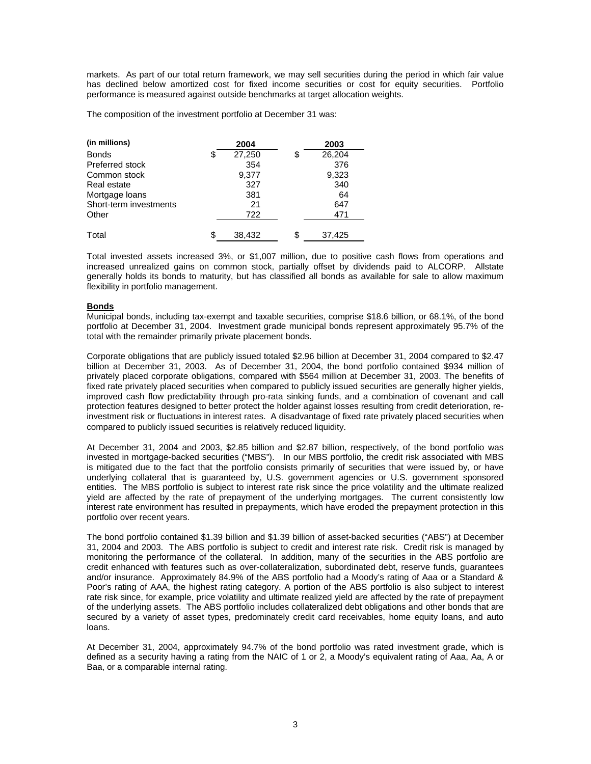markets. As part of our total return framework, we may sell securities during the period in which fair value has declined below amortized cost for fixed income securities or cost for equity securities. Portfolio performance is measured against outside benchmarks at target allocation weights.

The composition of the investment portfolio at December 31 was:

| (in millions) | 2004 | 2003 |
|---|---|---|
| Bonds | $ 27,250 | $ 26,204 |
| Preferred stock | 354 | 376 |
| Common stock | 9,377 | 9,323 |
| Real estate | 327 | 340 |
| Mortgage loans | 381 | 64 |
| Short-term investments | 21 | 647 |
| Other | 722 | 471 |
| Total | $ 38,432 | $ 37,425 |

Total invested assets increased 3%, or $1,007 million, due to positive cash flows from operations and increased unrealized gains on common stock, partially offset by dividends paid to ALCORP. Allstate generally holds its bonds to maturity, but has classified all bonds as available for sale to allow maximum flexibility in portfolio management.

**Bonds**

Municipal bonds, including tax-exempt and taxable securities, comprise $18.6 billion, or 68.1%, of the bond portfolio at December 31, 2004. Investment grade municipal bonds represent approximately 95.7% of the total with the remainder primarily private placement bonds.

Corporate obligations that are publicly issued totaled $2.96 billion at December 31, 2004 compared to $2.47 billion at December 31, 2003. As of December 31, 2004, the bond portfolio contained $934 million of privately placed corporate obligations, compared with $564 million at December 31, 2003. The benefits of fixed rate privately placed securities when compared to publicly issued securities are generally higher yields, improved cash flow predictability through pro-rata sinking funds, and a combination of covenant and call protection features designed to better protect the holder against losses resulting from credit deterioration, re-investment risk or fluctuations in interest rates. A disadvantage of fixed rate privately placed securities when compared to publicly issued securities is relatively reduced liquidity.

At December 31, 2004 and 2003, $2.85 billion and $2.87 billion, respectively, of the bond portfolio was invested in mortgage-backed securities ("MBS"). In our MBS portfolio, the credit risk associated with MBS is mitigated due to the fact that the portfolio consists primarily of securities that were issued by, or have underlying collateral that is guaranteed by, U.S. government agencies or U.S. government sponsored entities. The MBS portfolio is subject to interest rate risk since the price volatility and the ultimate realized yield are affected by the rate of prepayment of the underlying mortgages. The current consistently low interest rate environment has resulted in prepayments, which have eroded the prepayment protection in this portfolio over recent years.

The bond portfolio contained $1.39 billion and $1.39 billion of asset-backed securities ("ABS") at December 31, 2004 and 2003. The ABS portfolio is subject to credit and interest rate risk. Credit risk is managed by monitoring the performance of the collateral. In addition, many of the securities in the ABS portfolio are credit enhanced with features such as over-collateralization, subordinated debt, reserve funds, guarantees and/or insurance. Approximately 84.9% of the ABS portfolio had a Moody's rating of Aaa or a Standard & Poor's rating of AAA, the highest rating category. A portion of the ABS portfolio is also subject to interest rate risk since, for example, price volatility and ultimate realized yield are affected by the rate of prepayment of the underlying assets. The ABS portfolio includes collateralized debt obligations and other bonds that are secured by a variety of asset types, predominately credit card receivables, home equity loans, and auto loans.

At December 31, 2004, approximately 94.7% of the bond portfolio was rated investment grade, which is defined as a security having a rating from the NAIC of 1 or 2, a Moody's equivalent rating of Aaa, Aa, A or Baa, or a comparable internal rating.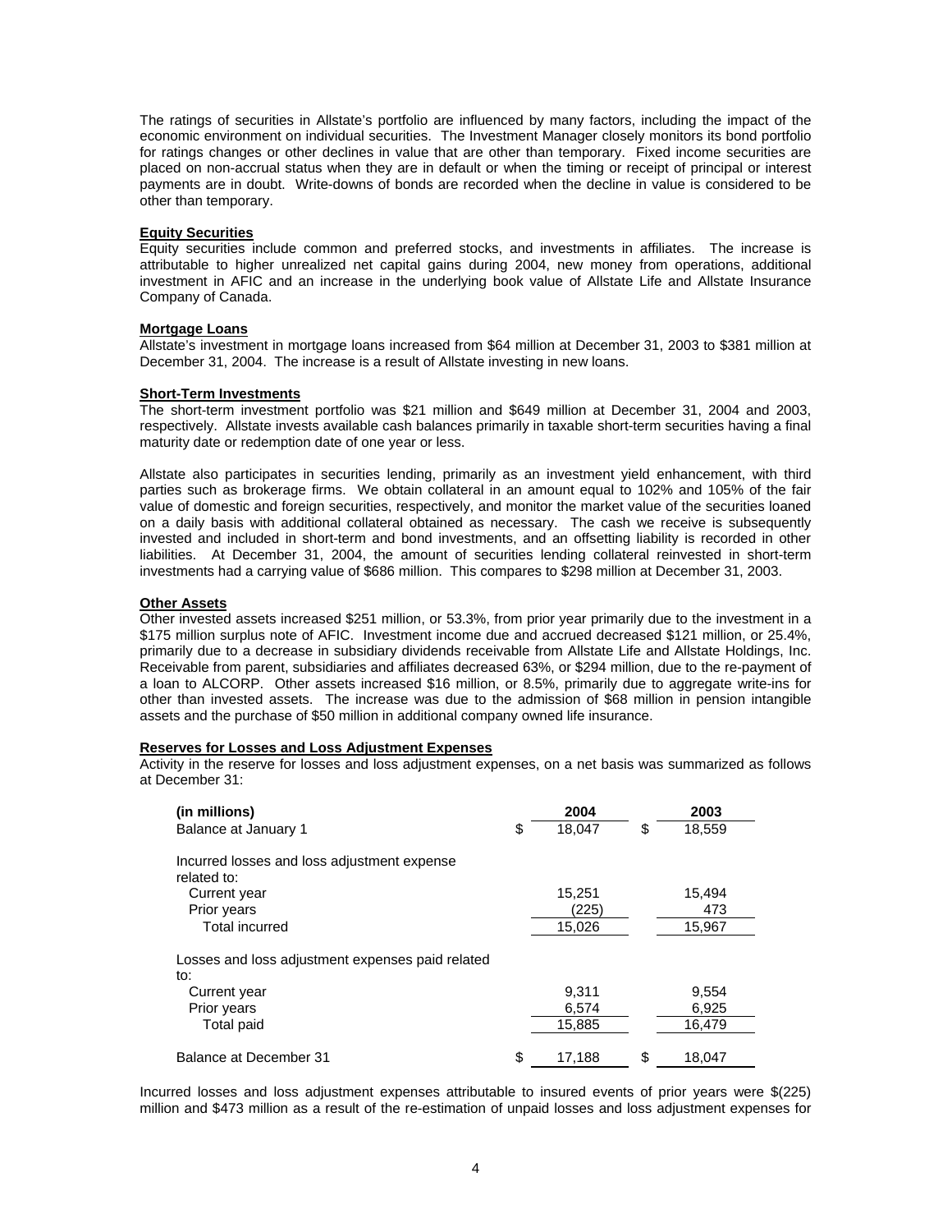The ratings of securities in Allstate's portfolio are influenced by many factors, including the impact of the economic environment on individual securities. The Investment Manager closely monitors its bond portfolio for ratings changes or other declines in value that are other than temporary. Fixed income securities are placed on non-accrual status when they are in default or when the timing or receipt of principal or interest payments are in doubt. Write-downs of bonds are recorded when the decline in value is considered to be other than temporary.

**Equity Securities**

Equity securities include common and preferred stocks, and investments in affiliates. The increase is attributable to higher unrealized net capital gains during 2004, new money from operations, additional investment in AFIC and an increase in the underlying book value of Allstate Life and Allstate Insurance Company of Canada.

**Mortgage Loans**

Allstate's investment in mortgage loans increased from $64 million at December 31, 2003 to $381 million at December 31, 2004. The increase is a result of Allstate investing in new loans.

**Short-Term Investments**

The short-term investment portfolio was $21 million and $649 million at December 31, 2004 and 2003, respectively. Allstate invests available cash balances primarily in taxable short-term securities having a final maturity date or redemption date of one year or less.

Allstate also participates in securities lending, primarily as an investment yield enhancement, with third parties such as brokerage firms. We obtain collateral in an amount equal to 102% and 105% of the fair value of domestic and foreign securities, respectively, and monitor the market value of the securities loaned on a daily basis with additional collateral obtained as necessary. The cash we receive is subsequently invested and included in short-term and bond investments, and an offsetting liability is recorded in other liabilities. At December 31, 2004, the amount of securities lending collateral reinvested in short-term investments had a carrying value of $686 million. This compares to $298 million at December 31, 2003.

**Other Assets**

Other invested assets increased $251 million, or 53.3%, from prior year primarily due to the investment in a $175 million surplus note of AFIC. Investment income due and accrued decreased $121 million, or 25.4%, primarily due to a decrease in subsidiary dividends receivable from Allstate Life and Allstate Holdings, Inc. Receivable from parent, subsidiaries and affiliates decreased 63%, or $294 million, due to the re-payment of a loan to ALCORP. Other assets increased $16 million, or 8.5%, primarily due to aggregate write-ins for other than invested assets. The increase was due to the admission of $68 million in pension intangible assets and the purchase of $50 million in additional company owned life insurance.

**Reserves for Losses and Loss Adjustment Expenses**

Activity in the reserve for losses and loss adjustment expenses, on a net basis was summarized as follows at December 31:

| (in millions) | 2004 | 2003 |
|---|---|---|
| Balance at January 1 | $ 18,047 | $ 18,559 |
| Incurred losses and loss adjustment expense related to: | | |
| Current year | 15,251 | 15,494 |
| Prior years | (225) | 473 |
| Total incurred | 15,026 | 15,967 |
| Losses and loss adjustment expenses paid related to: | | |
| Current year | 9,311 | 9,554 |
| Prior years | 6,574 | 6,925 |
| Total paid | 15,885 | 16,479 |
| Balance at December 31 | $ 17,188 | $ 18,047 |

Incurred losses and loss adjustment expenses attributable to insured events of prior years were $(225) million and $473 million as a result of the re-estimation of unpaid losses and loss adjustment expenses for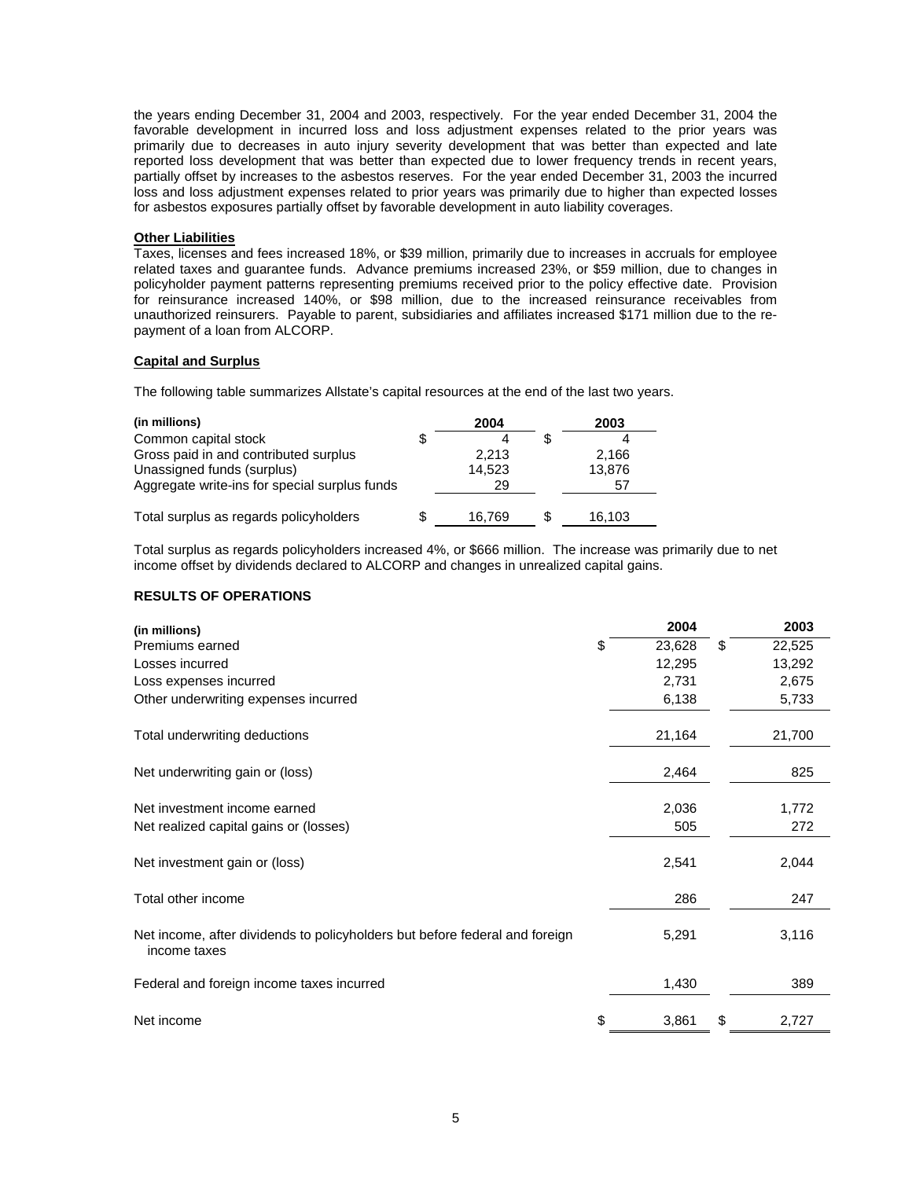the years ending December 31, 2004 and 2003, respectively. For the year ended December 31, 2004 the favorable development in incurred loss and loss adjustment expenses related to the prior years was primarily due to decreases in auto injury severity development that was better than expected and late reported loss development that was better than expected due to lower frequency trends in recent years, partially offset by increases to the asbestos reserves. For the year ended December 31, 2003 the incurred loss and loss adjustment expenses related to prior years was primarily due to higher than expected losses for asbestos exposures partially offset by favorable development in auto liability coverages.

**Other Liabilities**

Taxes, licenses and fees increased 18%, or $39 million, primarily due to increases in accruals for employee related taxes and guarantee funds. Advance premiums increased 23%, or $59 million, due to changes in policyholder payment patterns representing premiums received prior to the policy effective date. Provision for reinsurance increased 140%, or $98 million, due to the increased reinsurance receivables from unauthorized reinsurers. Payable to parent, subsidiaries and affiliates increased $171 million due to the re-payment of a loan from ALCORP.

**Capital and Surplus**

The following table summarizes Allstate's capital resources at the end of the last two years.

| (in millions) | 2004 | 2003 |
|---|---|---|
| Common capital stock | $ 4 | $ 4 |
| Gross paid in and contributed surplus | 2,213 | 2,166 |
| Unassigned funds (surplus) | 14,523 | 13,876 |
| Aggregate write-ins for special surplus funds | 29 | 57 |
| Total surplus as regards policyholders | $ 16,769 | $ 16,103 |

Total surplus as regards policyholders increased 4%, or $666 million. The increase was primarily due to net income offset by dividends declared to ALCORP and changes in unrealized capital gains.

**RESULTS OF OPERATIONS**

| (in millions) | 2004 | 2003 |
|---|---|---|
| Premiums earned | $ 23,628 | $ 22,525 |
| Losses incurred | 12,295 | 13,292 |
| Loss expenses incurred | 2,731 | 2,675 |
| Other underwriting expenses incurred | 6,138 | 5,733 |
| Total underwriting deductions | 21,164 | 21,700 |
| Net underwriting gain or (loss) | 2,464 | 825 |
| Net investment income earned | 2,036 | 1,772 |
| Net realized capital gains or (losses) | 505 | 272 |
| Net investment gain or (loss) | 2,541 | 2,044 |
| Total other income | 286 | 247 |
| Net income, after dividends to policyholders but before federal and foreign income taxes | 5,291 | 3,116 |
| Federal and foreign income taxes incurred | 1,430 | 389 |
| Net income | $ 3,861 | $ 2,727 |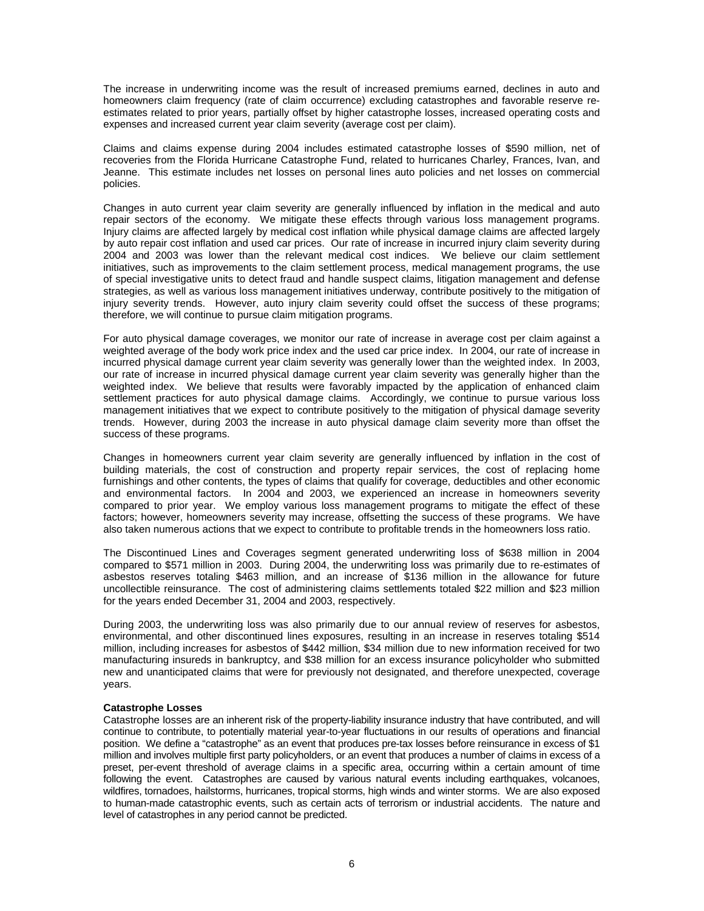The increase in underwriting income was the result of increased premiums earned, declines in auto and homeowners claim frequency (rate of claim occurrence) excluding catastrophes and favorable reserve re-estimates related to prior years, partially offset by higher catastrophe losses, increased operating costs and expenses and increased current year claim severity (average cost per claim).

Claims and claims expense during 2004 includes estimated catastrophe losses of $590 million, net of recoveries from the Florida Hurricane Catastrophe Fund, related to hurricanes Charley, Frances, Ivan, and Jeanne. This estimate includes net losses on personal lines auto policies and net losses on commercial policies.

Changes in auto current year claim severity are generally influenced by inflation in the medical and auto repair sectors of the economy. We mitigate these effects through various loss management programs. Injury claims are affected largely by medical cost inflation while physical damage claims are affected largely by auto repair cost inflation and used car prices. Our rate of increase in incurred injury claim severity during 2004 and 2003 was lower than the relevant medical cost indices. We believe our claim settlement initiatives, such as improvements to the claim settlement process, medical management programs, the use of special investigative units to detect fraud and handle suspect claims, litigation management and defense strategies, as well as various loss management initiatives underway, contribute positively to the mitigation of injury severity trends. However, auto injury claim severity could offset the success of these programs; therefore, we will continue to pursue claim mitigation programs.

For auto physical damage coverages, we monitor our rate of increase in average cost per claim against a weighted average of the body work price index and the used car price index. In 2004, our rate of increase in incurred physical damage current year claim severity was generally lower than the weighted index. In 2003, our rate of increase in incurred physical damage current year claim severity was generally higher than the weighted index. We believe that results were favorably impacted by the application of enhanced claim settlement practices for auto physical damage claims. Accordingly, we continue to pursue various loss management initiatives that we expect to contribute positively to the mitigation of physical damage severity trends. However, during 2003 the increase in auto physical damage claim severity more than offset the success of these programs.

Changes in homeowners current year claim severity are generally influenced by inflation in the cost of building materials, the cost of construction and property repair services, the cost of replacing home furnishings and other contents, the types of claims that qualify for coverage, deductibles and other economic and environmental factors. In 2004 and 2003, we experienced an increase in homeowners severity compared to prior year. We employ various loss management programs to mitigate the effect of these factors; however, homeowners severity may increase, offsetting the success of these programs. We have also taken numerous actions that we expect to contribute to profitable trends in the homeowners loss ratio.

The Discontinued Lines and Coverages segment generated underwriting loss of $638 million in 2004 compared to $571 million in 2003. During 2004, the underwriting loss was primarily due to re-estimates of asbestos reserves totaling $463 million, and an increase of $136 million in the allowance for future uncollectible reinsurance. The cost of administering claims settlements totaled $22 million and $23 million for the years ended December 31, 2004 and 2003, respectively.

During 2003, the underwriting loss was also primarily due to our annual review of reserves for asbestos, environmental, and other discontinued lines exposures, resulting in an increase in reserves totaling $514 million, including increases for asbestos of $442 million, $34 million due to new information received for two manufacturing insureds in bankruptcy, and $38 million for an excess insurance policyholder who submitted new and unanticipated claims that were for previously not designated, and therefore unexpected, coverage years.

**Catastrophe Losses**

Catastrophe losses are an inherent risk of the property-liability insurance industry that have contributed, and will continue to contribute, to potentially material year-to-year fluctuations in our results of operations and financial position. We define a "catastrophe" as an event that produces pre-tax losses before reinsurance in excess of $1 million and involves multiple first party policyholders, or an event that produces a number of claims in excess of a preset, per-event threshold of average claims in a specific area, occurring within a certain amount of time following the event. Catastrophes are caused by various natural events including earthquakes, volcanoes, wildfires, tornadoes, hailstorms, hurricanes, tropical storms, high winds and winter storms. We are also exposed to human-made catastrophic events, such as certain acts of terrorism or industrial accidents. The nature and level of catastrophes in any period cannot be predicted.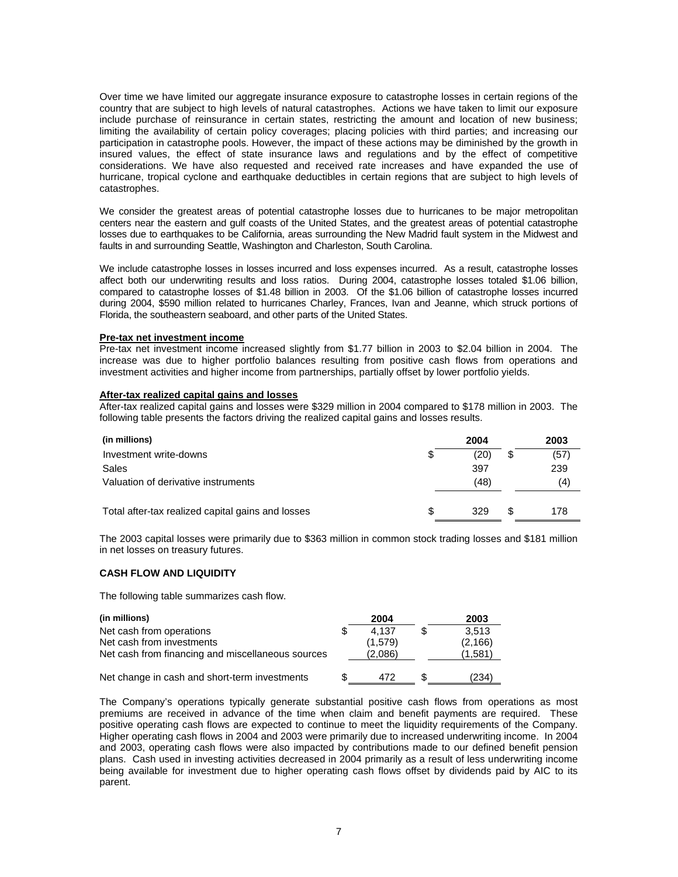Over time we have limited our aggregate insurance exposure to catastrophe losses in certain regions of the country that are subject to high levels of natural catastrophes. Actions we have taken to limit our exposure include purchase of reinsurance in certain states, restricting the amount and location of new business; limiting the availability of certain policy coverages; placing policies with third parties; and increasing our participation in catastrophe pools. However, the impact of these actions may be diminished by the growth in insured values, the effect of state insurance laws and regulations and by the effect of competitive considerations. We have also requested and received rate increases and have expanded the use of hurricane, tropical cyclone and earthquake deductibles in certain regions that are subject to high levels of catastrophes.

We consider the greatest areas of potential catastrophe losses due to hurricanes to be major metropolitan centers near the eastern and gulf coasts of the United States, and the greatest areas of potential catastrophe losses due to earthquakes to be California, areas surrounding the New Madrid fault system in the Midwest and faults in and surrounding Seattle, Washington and Charleston, South Carolina.

We include catastrophe losses in losses incurred and loss expenses incurred. As a result, catastrophe losses affect both our underwriting results and loss ratios. During 2004, catastrophe losses totaled $1.06 billion, compared to catastrophe losses of $1.48 billion in 2003. Of the $1.06 billion of catastrophe losses incurred during 2004, $590 million related to hurricanes Charley, Frances, Ivan and Jeanne, which struck portions of Florida, the southeastern seaboard, and other parts of the United States.

**Pre-tax net investment income**

Pre-tax net investment income increased slightly from $1.77 billion in 2003 to $2.04 billion in 2004. The increase was due to higher portfolio balances resulting from positive cash flows from operations and investment activities and higher income from partnerships, partially offset by lower portfolio yields.

**After-tax realized capital gains and losses**

After-tax realized capital gains and losses were $329 million in 2004 compared to $178 million in 2003. The following table presents the factors driving the realized capital gains and losses results.

| (in millions) | 2004 | 2003 |
|---|---|---|
| Investment write-downs | $ (20) | $ (57) |
| Sales | 397 | 239 |
| Valuation of derivative instruments | (48) | (4) |
| Total after-tax realized capital gains and losses | $ 329 | $ 178 |

The 2003 capital losses were primarily due to $363 million in common stock trading losses and $181 million in net losses on treasury futures.

**CASH FLOW AND LIQUIDITY**

The following table summarizes cash flow.

| (in millions) | 2004 | 2003 |
|---|---|---|
| Net cash from operations | $ 4,137 | $ 3,513 |
| Net cash from investments | (1,579) | (2,166) |
| Net cash from financing and miscellaneous sources | (2,086) | (1,581) |
| Net change in cash and short-term investments | $ 472 | $ (234) |

The Company's operations typically generate substantial positive cash flows from operations as most premiums are received in advance of the time when claim and benefit payments are required. These positive operating cash flows are expected to continue to meet the liquidity requirements of the Company. Higher operating cash flows in 2004 and 2003 were primarily due to increased underwriting income. In 2004 and 2003, operating cash flows were also impacted by contributions made to our defined benefit pension plans. Cash used in investing activities decreased in 2004 primarily as a result of less underwriting income being available for investment due to higher operating cash flows offset by dividends paid by AIC to its parent.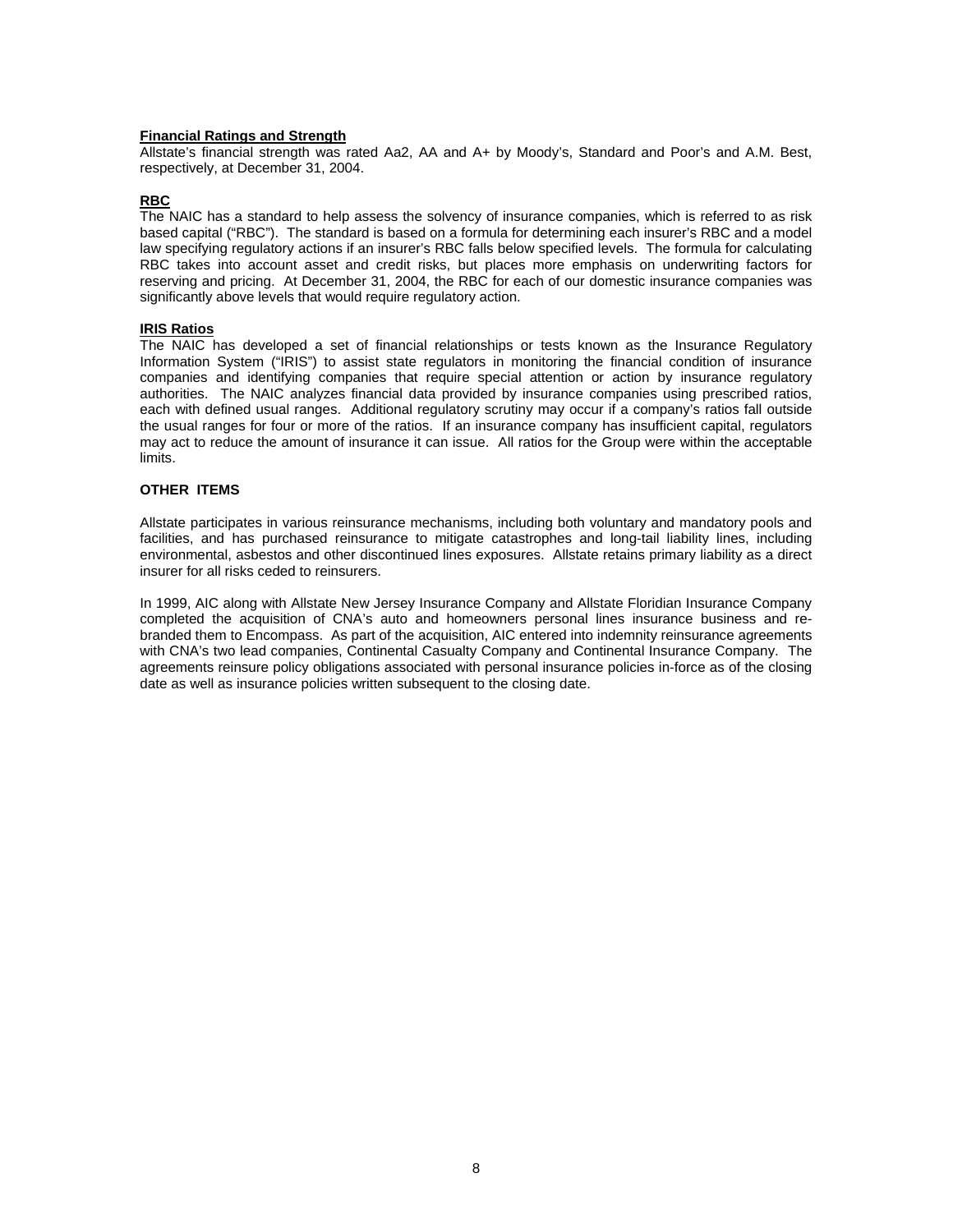**Financial Ratings and Strength**

Allstate's financial strength was rated Aa2, AA and A+ by Moody's, Standard and Poor's and A.M. Best, respectively, at December 31, 2004.

**RBC**

The NAIC has a standard to help assess the solvency of insurance companies, which is referred to as risk based capital ("RBC"). The standard is based on a formula for determining each insurer's RBC and a model law specifying regulatory actions if an insurer's RBC falls below specified levels. The formula for calculating RBC takes into account asset and credit risks, but places more emphasis on underwriting factors for reserving and pricing. At December 31, 2004, the RBC for each of our domestic insurance companies was significantly above levels that would require regulatory action.

**IRIS Ratios**

The NAIC has developed a set of financial relationships or tests known as the Insurance Regulatory Information System ("IRIS") to assist state regulators in monitoring the financial condition of insurance companies and identifying companies that require special attention or action by insurance regulatory authorities. The NAIC analyzes financial data provided by insurance companies using prescribed ratios, each with defined usual ranges. Additional regulatory scrutiny may occur if a company's ratios fall outside the usual ranges for four or more of the ratios. If an insurance company has insufficient capital, regulators may act to reduce the amount of insurance it can issue. All ratios for the Group were within the acceptable limits.

**OTHER ITEMS**

Allstate participates in various reinsurance mechanisms, including both voluntary and mandatory pools and facilities, and has purchased reinsurance to mitigate catastrophes and long-tail liability lines, including environmental, asbestos and other discontinued lines exposures. Allstate retains primary liability as a direct insurer for all risks ceded to reinsurers.

In 1999, AIC along with Allstate New Jersey Insurance Company and Allstate Floridian Insurance Company completed the acquisition of CNA's auto and homeowners personal lines insurance business and re-branded them to Encompass. As part of the acquisition, AIC entered into indemnity reinsurance agreements with CNA's two lead companies, Continental Casualty Company and Continental Insurance Company. The agreements reinsure policy obligations associated with personal insurance policies in-force as of the closing date as well as insurance policies written subsequent to the closing date.